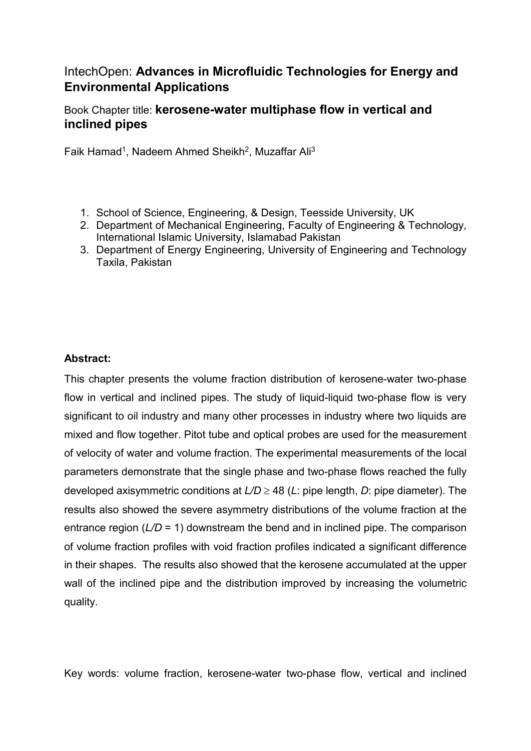IntechOpen: **Advances in Microfluidic Technologies for Energy and Environmental Applications**

Book Chapter title: **kerosene-water multiphase flow in vertical and inclined pipes**

Faik Hamad[1], Nadeem Ahmed Sheikh[2], Muzaffar Ali[3]

1. School of Science, Engineering, & Design, Teesside University, UK
2. Department of Mechanical Engineering, Faculty of Engineering & Technology, International Islamic University, Islamabad Pakistan
3. Department of Energy Engineering, University of Engineering and Technology Taxila, Pakistan

**Abstract:**

This chapter presents the volume fraction distribution of kerosene-water two-phase flow in vertical and inclined pipes. The study of liquid-liquid two-phase flow is very significant to oil industry and many other processes in industry where two liquids are mixed and flow together. Pitot tube and optical probes are used for the measurement of velocity of water and volume fraction. The experimental measurements of the local parameters demonstrate that the single phase and two-phase flows reached the fully developed axisymmetric conditions at $L/D \geq 48$ ($L$: pipe length, $D$: pipe diameter). The results also showed the severe asymmetry distributions of the volume fraction at the entrance region ($L/D = 1$) downstream the bend and in inclined pipe. The comparison of volume fraction profiles with void fraction profiles indicated a significant difference in their shapes. The results also showed that the kerosene accumulated at the upper wall of the inclined pipe and the distribution improved by increasing the volumetric quality.

Key words: volume fraction, kerosene-water two-phase flow, vertical and inclined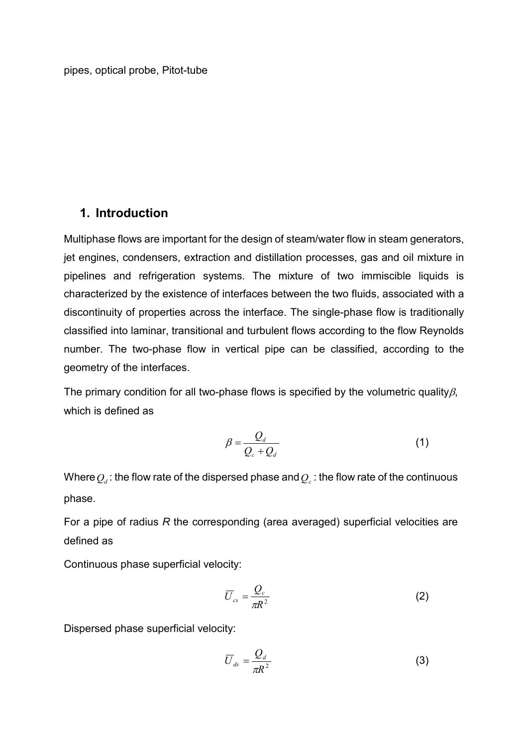pipes, optical probe, Pitot-tube

## 1. Introduction

Multiphase flows are important for the design of steam/water flow in steam generators, jet engines, condensers, extraction and distillation processes, gas and oil mixture in pipelines and refrigeration systems. The mixture of two immiscible liquids is characterized by the existence of interfaces between the two fluids, associated with a discontinuity of properties across the interface. The single-phase flow is traditionally classified into laminar, transitional and turbulent flows according to the flow Reynolds number. The two-phase flow in vertical pipe can be classified, according to the geometry of the interfaces.

The primary condition for all two-phase flows is specified by the volumetric quality $\beta$, which is defined as

$$\beta = \frac{Q_d}{Q_c + Q_d} \tag{1}$$

Where $Q_d$ : the flow rate of the dispersed phase and $Q_c$ : the flow rate of the continuous phase.

For a pipe of radius *R* the corresponding (area averaged) superficial velocities are defined as

Continuous phase superficial velocity:

$$\overline{U}_{cs} = \frac{Q_c}{\pi R^2} \tag{2}$$

Dispersed phase superficial velocity:

$$\overline{U}_{ds} = \frac{Q_d}{\pi R^2} \tag{3}$$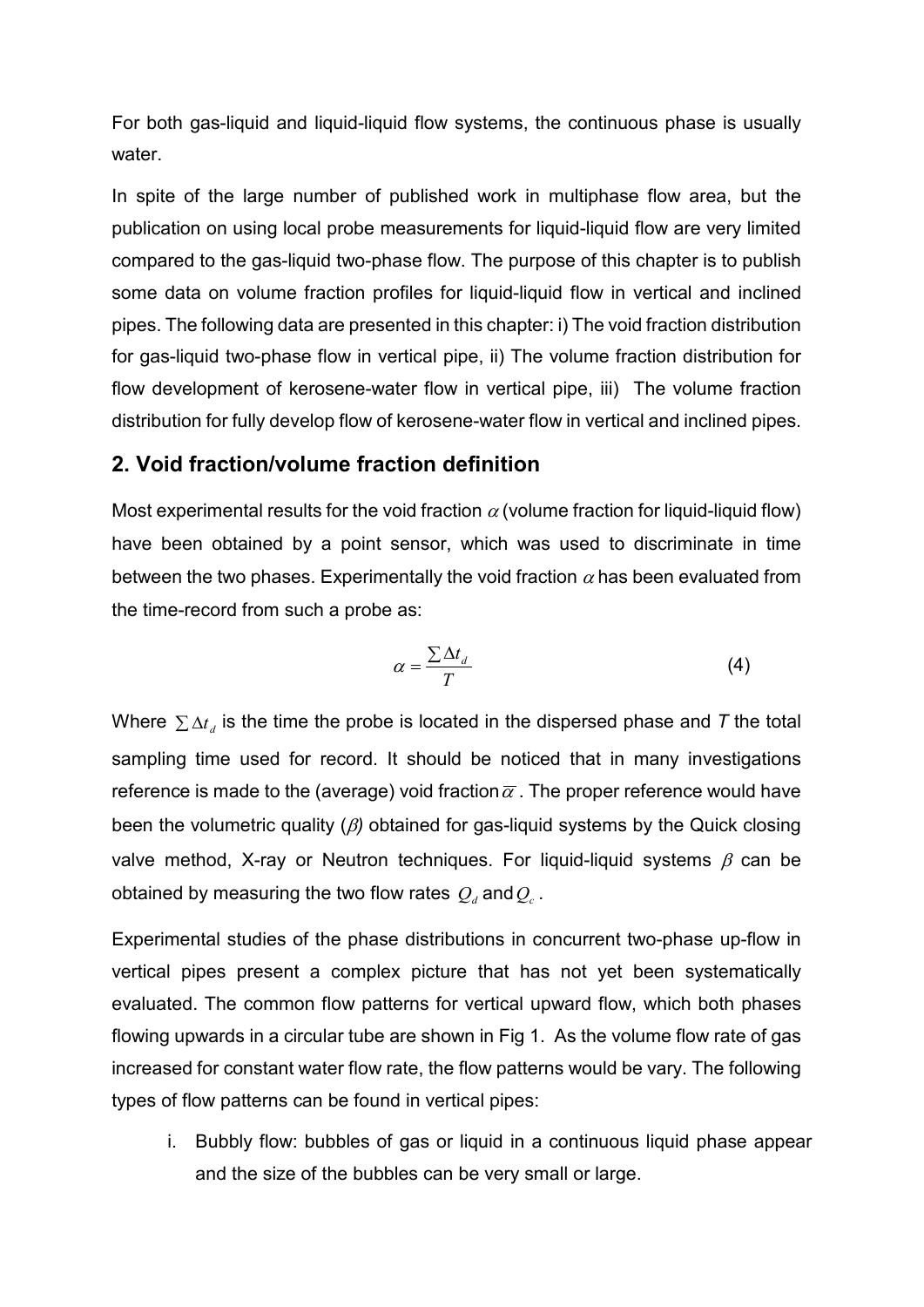For both gas-liquid and liquid-liquid flow systems, the continuous phase is usually water.

In spite of the large number of published work in multiphase flow area, but the publication on using local probe measurements for liquid-liquid flow are very limited compared to the gas-liquid two-phase flow. The purpose of this chapter is to publish some data on volume fraction profiles for liquid-liquid flow in vertical and inclined pipes. The following data are presented in this chapter: i) The void fraction distribution for gas-liquid two-phase flow in vertical pipe, ii) The volume fraction distribution for flow development of kerosene-water flow in vertical pipe, iii) The volume fraction distribution for fully develop flow of kerosene-water flow in vertical and inclined pipes.

## 2. Void fraction/volume fraction definition

Most experimental results for the void fraction $\alpha$ (volume fraction for liquid-liquid flow) have been obtained by a point sensor, which was used to discriminate in time between the two phases. Experimentally the void fraction $\alpha$ has been evaluated from the time-record from such a probe as:

$$\alpha = \frac{\sum \Delta t_d}{T} \tag{4}$$

Where $\sum \Delta t_d$ is the time the probe is located in the dispersed phase and *T* the total sampling time used for record. It should be noticed that in many investigations reference is made to the (average) void fraction $\overline{\alpha}$. The proper reference would have been the volumetric quality ($\beta$) obtained for gas-liquid systems by the Quick closing valve method, X-ray or Neutron techniques. For liquid-liquid systems $\beta$ can be obtained by measuring the two flow rates $Q_d$ and $Q_c$.

Experimental studies of the phase distributions in concurrent two-phase up-flow in vertical pipes present a complex picture that has not yet been systematically evaluated. The common flow patterns for vertical upward flow, which both phases flowing upwards in a circular tube are shown in Fig 1. As the volume flow rate of gas increased for constant water flow rate, the flow patterns would be vary. The following types of flow patterns can be found in vertical pipes:

i. Bubbly flow: bubbles of gas or liquid in a continuous liquid phase appear and the size of the bubbles can be very small or large.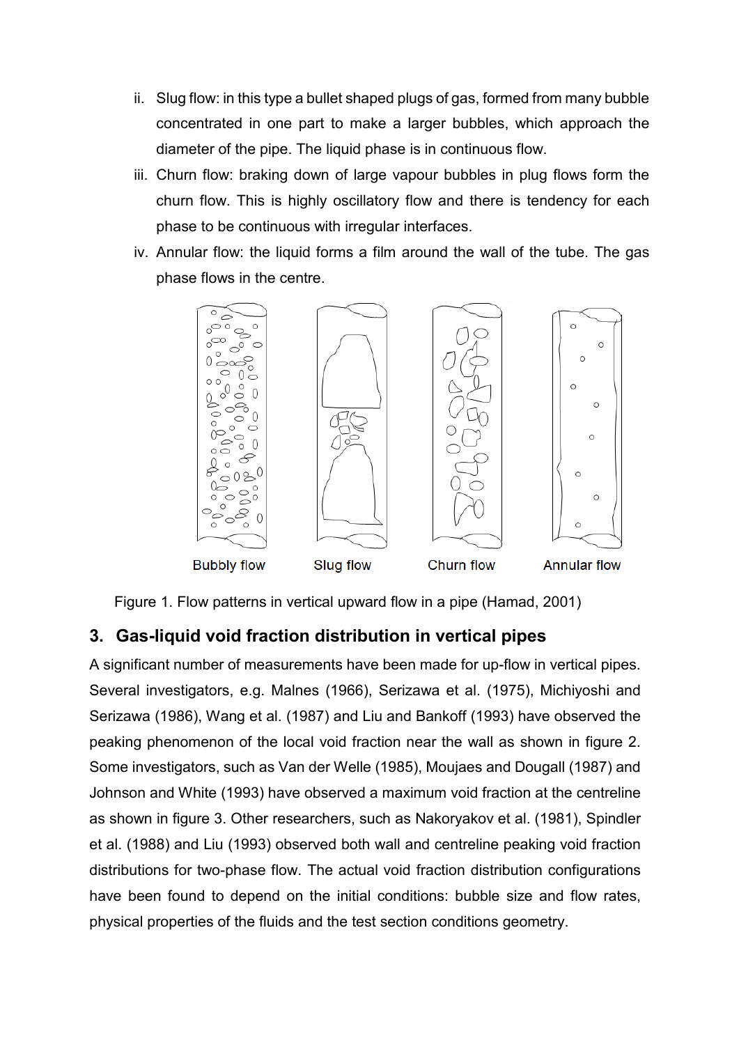ii. Slug flow: in this type a bullet shaped plugs of gas, formed from many bubble concentrated in one part to make a larger bubbles, which approach the diameter of the pipe. The liquid phase is in continuous flow.

iii. Churn flow: braking down of large vapour bubbles in plug flows form the churn flow. This is highly oscillatory flow and there is tendency for each phase to be continuous with irregular interfaces.

iv. Annular flow: the liquid forms a film around the wall of the tube. The gas phase flows in the centre.

Bubbly flow    Slug flow    Churn flow    Annular flow

Figure 1. Flow patterns in vertical upward flow in a pipe (Hamad, 2001)

## 3. Gas-liquid void fraction distribution in vertical pipes

A significant number of measurements have been made for up-flow in vertical pipes. Several investigators, e.g. Malnes (1966), Serizawa et al. (1975), Michiyoshi and Serizawa (1986), Wang et al. (1987) and Liu and Bankoff (1993) have observed the peaking phenomenon of the local void fraction near the wall as shown in figure 2. Some investigators, such as Van der Welle (1985), Moujaes and Dougall (1987) and Johnson and White (1993) have observed a maximum void fraction at the centreline as shown in figure 3. Other researchers, such as Nakoryakov et al. (1981), Spindler et al. (1988) and Liu (1993) observed both wall and centreline peaking void fraction distributions for two-phase flow. The actual void fraction distribution configurations have been found to depend on the initial conditions: bubble size and flow rates, physical properties of the fluids and the test section conditions geometry.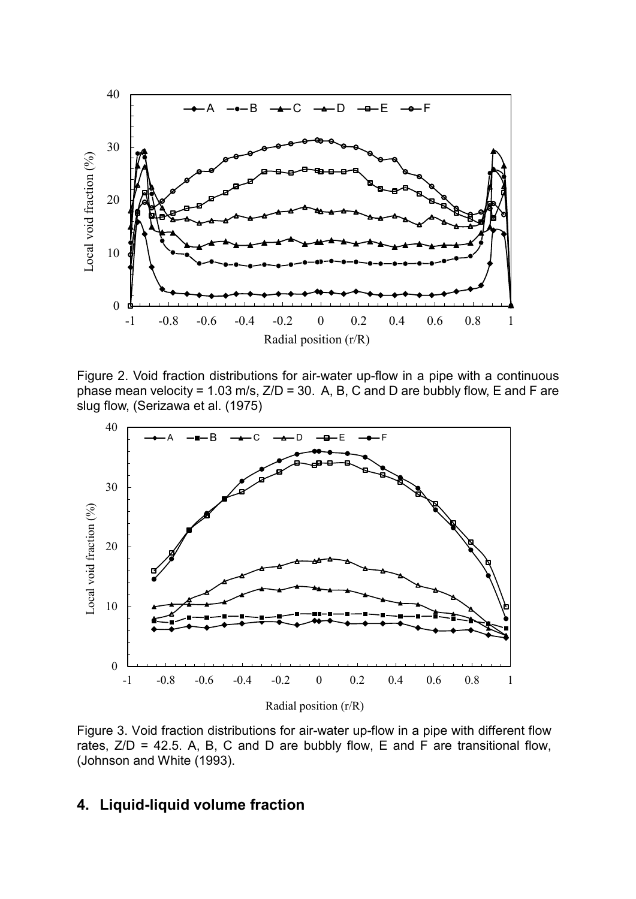Figure 2. Void fraction distributions for air-water up-flow in a pipe with a continuous phase mean velocity = 1.03 m/s, Z/D = 30. A, B, C and D are bubbly flow, E and F are slug flow, (Serizawa et al. (1975)

Figure 3. Void fraction distributions for air-water up-flow in a pipe with different flow rates, Z/D = 42.5. A, B, C and D are bubbly flow, E and F are transitional flow, (Johnson and White (1993).

## 4. Liquid-liquid volume fraction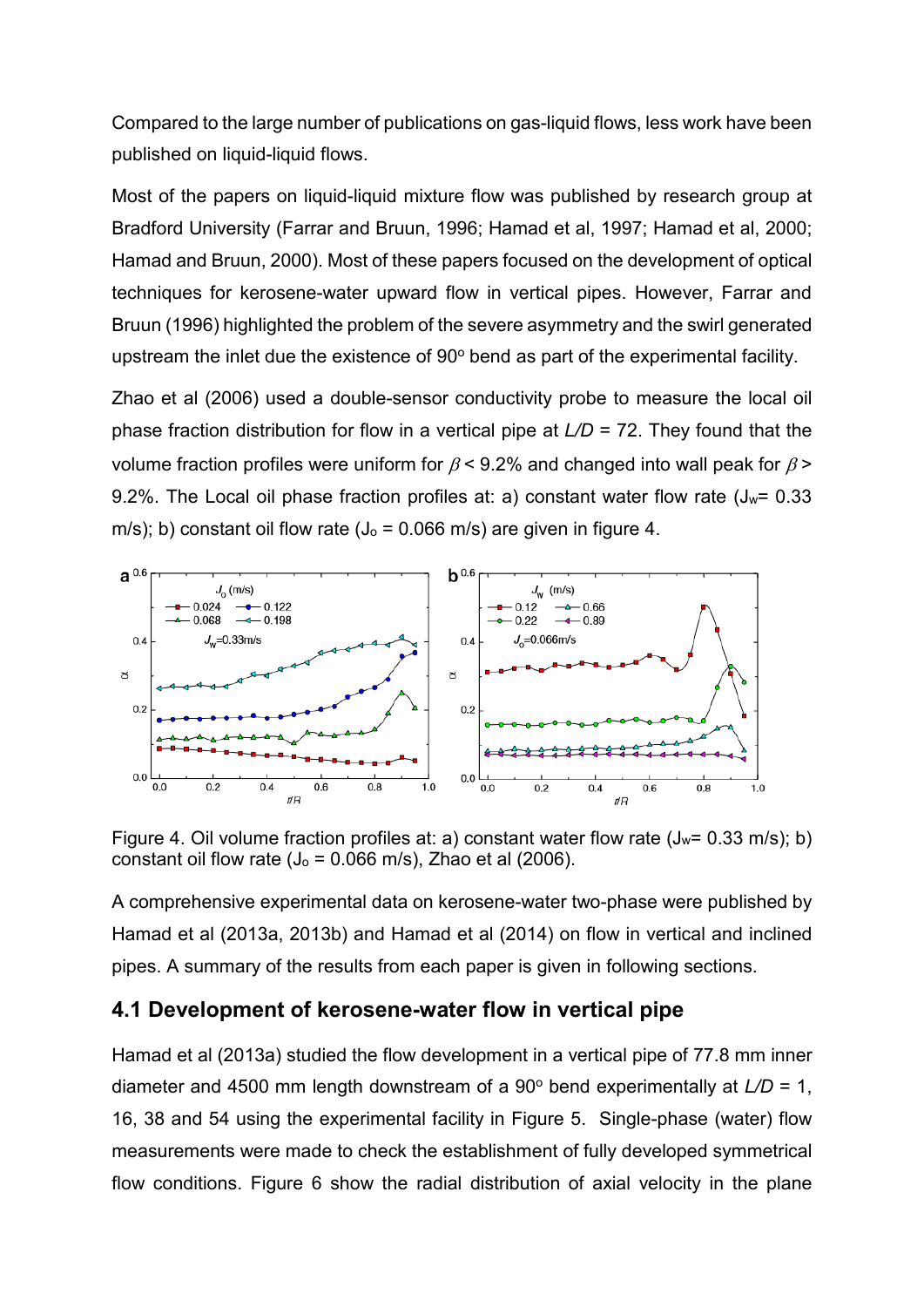Compared to the large number of publications on gas-liquid flows, less work have been published on liquid-liquid flows.

Most of the papers on liquid-liquid mixture flow was published by research group at Bradford University (Farrar and Bruun, 1996; Hamad et al, 1997; Hamad et al, 2000; Hamad and Bruun, 2000). Most of these papers focused on the development of optical techniques for kerosene-water upward flow in vertical pipes. However, Farrar and Bruun (1996) highlighted the problem of the severe asymmetry and the swirl generated upstream the inlet due the existence of 90$^o$ bend as part of the experimental facility.

Zhao et al (2006) used a double-sensor conductivity probe to measure the local oil phase fraction distribution for flow in a vertical pipe at $L/D$ = 72. They found that the volume fraction profiles were uniform for $\beta$ < 9.2% and changed into wall peak for $\beta$ > 9.2%. The Local oil phase fraction profiles at: a) constant water flow rate ($J_w$= 0.33 m/s); b) constant oil flow rate ($J_o$ = 0.066 m/s) are given in figure 4.

Figure 4. Oil volume fraction profiles at: a) constant water flow rate ($J_w$= 0.33 m/s); b) constant oil flow rate ($J_o$ = 0.066 m/s), Zhao et al (2006).

A comprehensive experimental data on kerosene-water two-phase were published by Hamad et al (2013a, 2013b) and Hamad et al (2014) on flow in vertical and inclined pipes. A summary of the results from each paper is given in following sections.

## 4.1 Development of kerosene-water flow in vertical pipe

Hamad et al (2013a) studied the flow development in a vertical pipe of 77.8 mm inner diameter and 4500 mm length downstream of a 90$^o$ bend experimentally at $L/D$ = 1, 16, 38 and 54 using the experimental facility in Figure 5. Single-phase (water) flow measurements were made to check the establishment of fully developed symmetrical flow conditions. Figure 6 show the radial distribution of axial velocity in the plane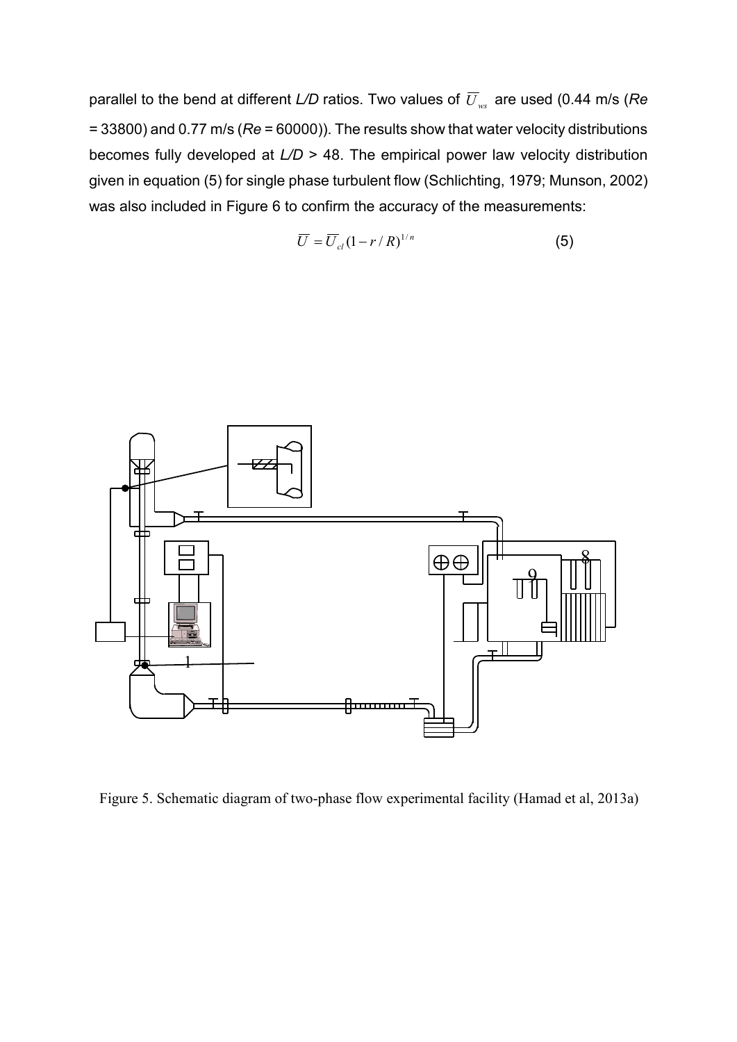parallel to the bend at different *L/D* ratios. Two values of $\overline{U}_{ws}$ are used (0.44 m/s (*Re* = 33800) and 0.77 m/s (*Re* = 60000)). The results show that water velocity distributions becomes fully developed at *L/D* > 48. The empirical power law velocity distribution given in equation (5) for single phase turbulent flow (Schlichting, 1979; Munson, 2002) was also included in Figure 6 to confirm the accuracy of the measurements:

$$\overline{U} = \overline{U}_{cl}(1 - r/R)^{1/n} \qquad (5)$$

Figure 5. Schematic diagram of two-phase flow experimental facility (Hamad et al, 2013a)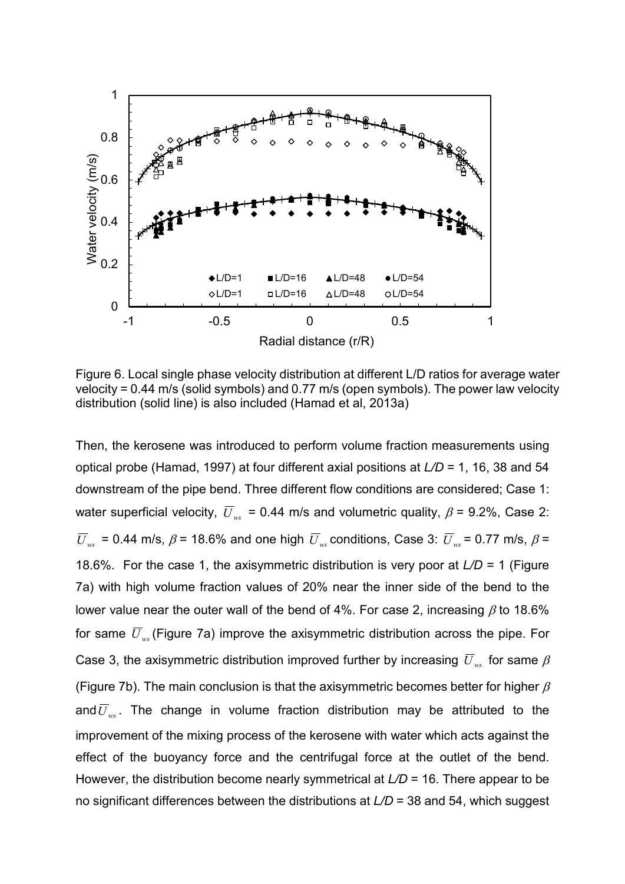Figure 6. Local single phase velocity distribution at different L/D ratios for average water velocity = 0.44 m/s (solid symbols) and 0.77 m/s (open symbols). The power law velocity distribution (solid line) is also included (Hamad et al, 2013a)

Then, the kerosene was introduced to perform volume fraction measurements using optical probe (Hamad, 1997) at four different axial positions at *L/D* = 1, 16, 38 and 54 downstream of the pipe bend. Three different flow conditions are considered; Case 1: water superficial velocity, $\overline{U}_{ws}$ = 0.44 m/s and volumetric quality, $\beta$ = 9.2%, Case 2: $\overline{U}_{ws}$ = 0.44 m/s, $\beta$ = 18.6% and one high $\overline{U}_{ws}$ conditions, Case 3: $\overline{U}_{ws}$ = 0.77 m/s, $\beta$ = 18.6%. For the case 1, the axisymmetric distribution is very poor at *L/D* = 1 (Figure 7a) with high volume fraction values of 20% near the inner side of the bend to the lower value near the outer wall of the bend of 4%. For case 2, increasing $\beta$ to 18.6% for same $\overline{U}_{ws}$ (Figure 7a) improve the axisymmetric distribution across the pipe. For Case 3, the axisymmetric distribution improved further by increasing $\overline{U}_{ws}$ for same $\beta$ (Figure 7b). The main conclusion is that the axisymmetric becomes better for higher $\beta$ and $\overline{U}_{ws}$. The change in volume fraction distribution may be attributed to the improvement of the mixing process of the kerosene with water which acts against the effect of the buoyancy force and the centrifugal force at the outlet of the bend. However, the distribution become nearly symmetrical at *L/D* = 16. There appear to be no significant differences between the distributions at *L/D* = 38 and 54, which suggest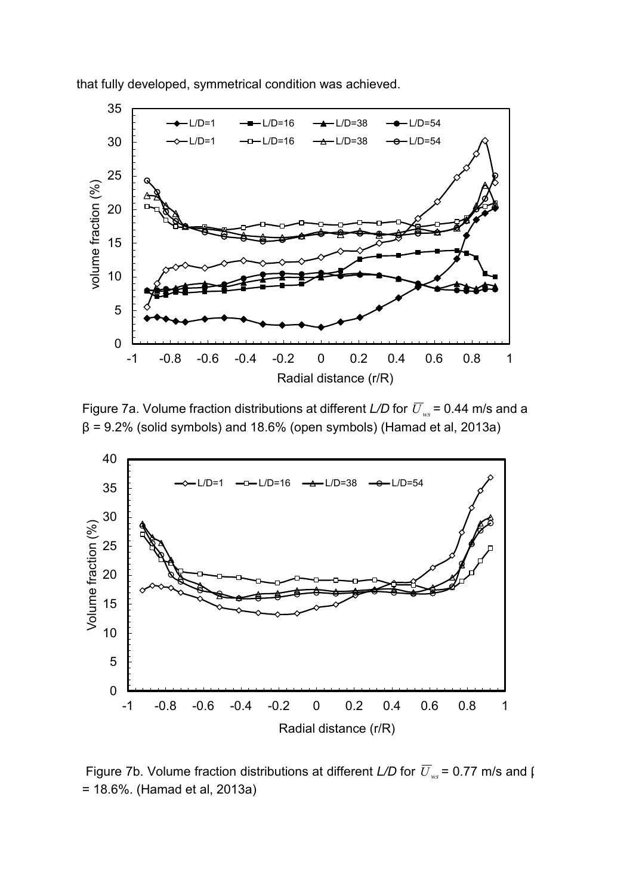that fully developed, symmetrical condition was achieved.

Figure 7a. Volume fraction distributions at different *L/D* for $\overline{U}_{ws}$ = 0.44 m/s and a β = 9.2% (solid symbols) and 18.6% (open symbols) (Hamad et al, 2013a)

Figure 7b. Volume fraction distributions at different *L/D* for $\overline{U}_{ws}$ = 0.77 m/s and β = 18.6%. (Hamad et al, 2013a)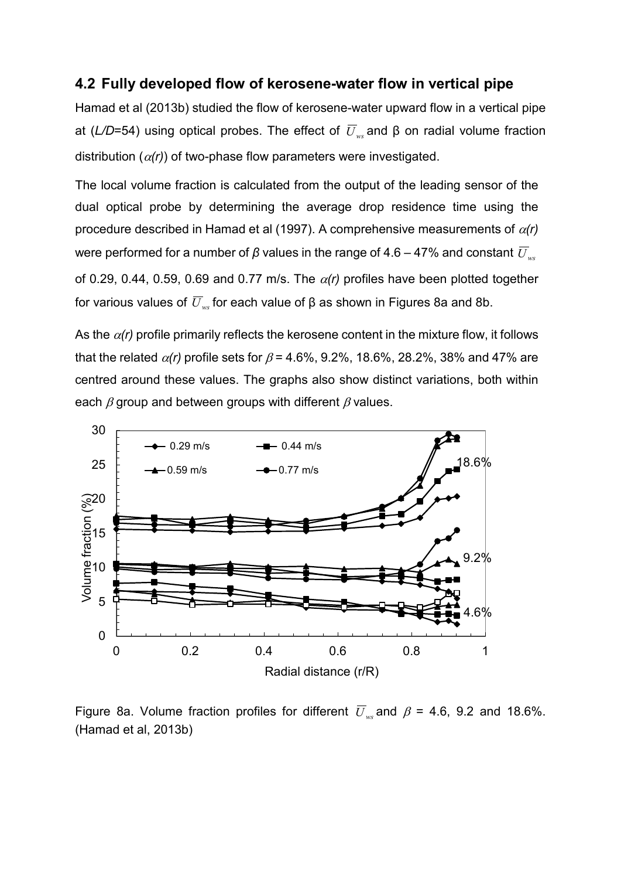## 4.2 Fully developed flow of kerosene-water flow in vertical pipe

Hamad et al (2013b) studied the flow of kerosene-water upward flow in a vertical pipe at (*L/D*=54) using optical probes. The effect of $\overline{U}_{ws}$ and β on radial volume fraction distribution ($\alpha(r)$) of two-phase flow parameters were investigated.

The local volume fraction is calculated from the output of the leading sensor of the dual optical probe by determining the average drop residence time using the procedure described in Hamad et al (1997). A comprehensive measurements of $\alpha(r)$ were performed for a number of $\beta$ values in the range of 4.6 – 47% and constant $\overline{U}_{ws}$ of 0.29, 0.44, 0.59, 0.69 and 0.77 m/s. The $\alpha(r)$ profiles have been plotted together for various values of $\overline{U}_{ws}$ for each value of β as shown in Figures 8a and 8b.

As the $\alpha(r)$ profile primarily reflects the kerosene content in the mixture flow, it follows that the related $\alpha(r)$ profile sets for $\beta$ = 4.6%, 9.2%, 18.6%, 28.2%, 38% and 47% are centred around these values. The graphs also show distinct variations, both within each $\beta$ group and between groups with different $\beta$ values.

Figure 8a. Volume fraction profiles for different $\overline{U}_{ws}$ and $\beta$ = 4.6, 9.2 and 18.6%. (Hamad et al, 2013b)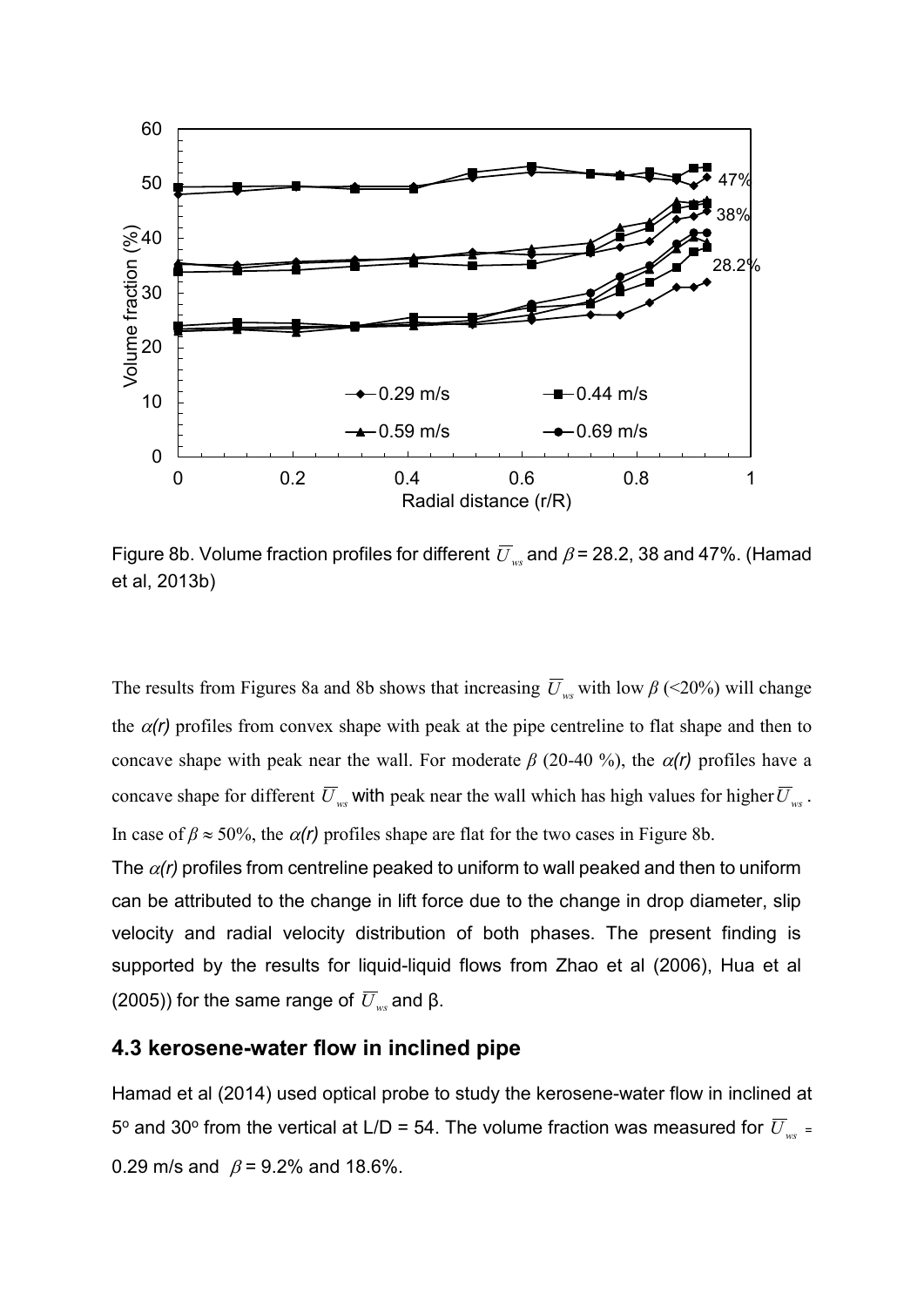Figure 8b. Volume fraction profiles for different $\overline{U}_{ws}$ and $\beta$ = 28.2, 38 and 47%. (Hamad et al, 2013b)

The results from Figures 8a and 8b shows that increasing $\overline{U}_{ws}$ with low $\beta$ (<20%) will change the $\alpha(r)$ profiles from convex shape with peak at the pipe centreline to flat shape and then to concave shape with peak near the wall. For moderate $\beta$ (20-40 %), the $\alpha(r)$ profiles have a concave shape for different $\overline{U}_{ws}$ with peak near the wall which has high values for higher $\overline{U}_{ws}$. In case of $\beta \approx 50\%$, the $\alpha(r)$ profiles shape are flat for the two cases in Figure 8b.

The $\alpha(r)$ profiles from centreline peaked to uniform to wall peaked and then to uniform can be attributed to the change in lift force due to the change in drop diameter, slip velocity and radial velocity distribution of both phases. The present finding is supported by the results for liquid-liquid flows from Zhao et al (2006), Hua et al (2005)) for the same range of $\overline{U}_{ws}$ and β.

### 4.3 kerosene-water flow in inclined pipe

Hamad et al (2014) used optical probe to study the kerosene-water flow in inclined at 5$^o$ and 30$^o$ from the vertical at L/D = 54. The volume fraction was measured for $\overline{U}_{ws}$ = 0.29 m/s and $\beta$ = 9.2% and 18.6%.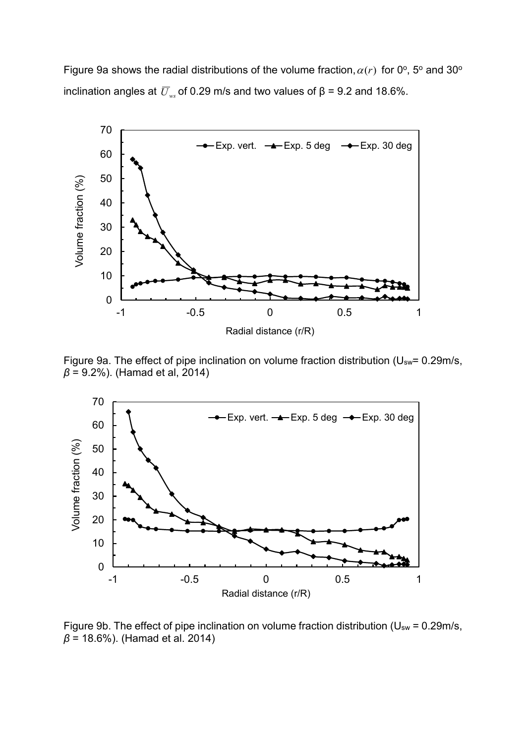Figure 9a shows the radial distributions of the volume fraction, $\alpha(r)$ for 0°, 5° and 30° inclination angles at $\overline{U}_{ws}$ of 0.29 m/s and two values of β = 9.2 and 18.6%.

Figure 9a. The effect of pipe inclination on volume fraction distribution ($U_{sw}$= 0.29m/s, $\beta$ = 9.2%). (Hamad et al, 2014)

Figure 9b. The effect of pipe inclination on volume fraction distribution ($U_{sw}$ = 0.29m/s, $\beta$ = 18.6%). (Hamad et al. 2014)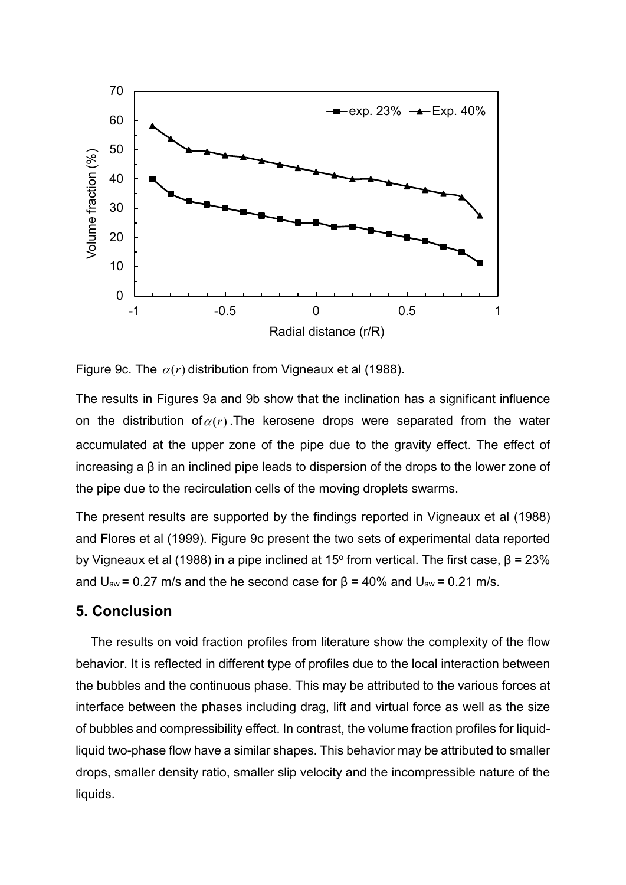Figure 9c. The $\alpha(r)$ distribution from Vigneaux et al (1988).

The results in Figures 9a and 9b show that the inclination has a significant influence on the distribution of $\alpha(r)$. The kerosene drops were separated from the water accumulated at the upper zone of the pipe due to the gravity effect. The effect of increasing a β in an inclined pipe leads to dispersion of the drops to the lower zone of the pipe due to the recirculation cells of the moving droplets swarms.

The present results are supported by the findings reported in Vigneaux et al (1988) and Flores et al (1999). Figure 9c present the two sets of experimental data reported by Vigneaux et al (1988) in a pipe inclined at 15$^{o}$ from vertical. The first case, β = 23% and $U_{sw}$ = 0.27 m/s and the he second case for β = 40% and $U_{sw}$ = 0.21 m/s.

## 5. Conclusion

The results on void fraction profiles from literature show the complexity of the flow behavior. It is reflected in different type of profiles due to the local interaction between the bubbles and the continuous phase. This may be attributed to the various forces at interface between the phases including drag, lift and virtual force as well as the size of bubbles and compressibility effect. In contrast, the volume fraction profiles for liquid-liquid two-phase flow have a similar shapes. This behavior may be attributed to smaller drops, smaller density ratio, smaller slip velocity and the incompressible nature of the liquids.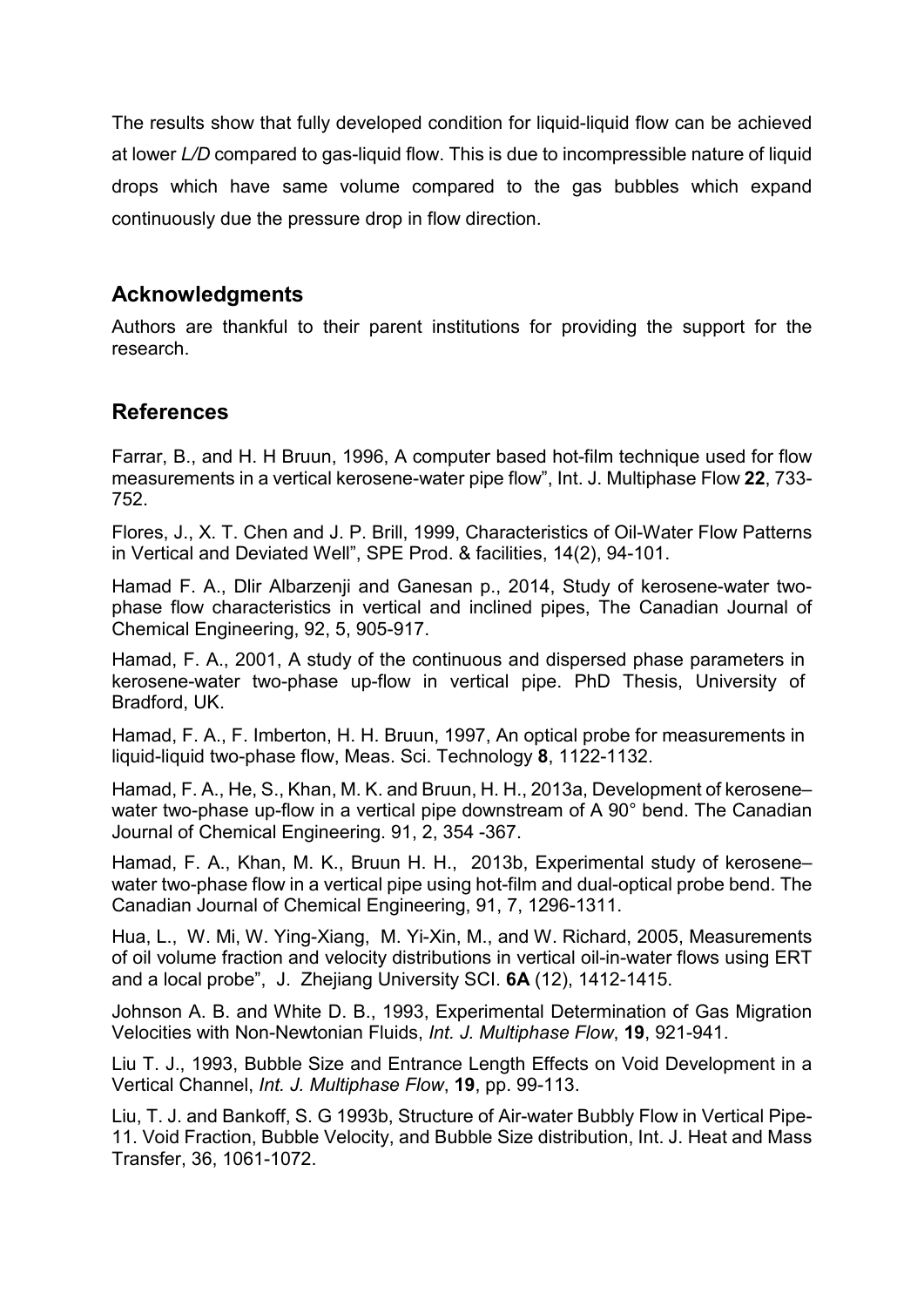The results show that fully developed condition for liquid-liquid flow can be achieved at lower *L/D* compared to gas-liquid flow. This is due to incompressible nature of liquid drops which have same volume compared to the gas bubbles which expand continuously due the pressure drop in flow direction.

## Acknowledgments

Authors are thankful to their parent institutions for providing the support for the research.

## References

Farrar, B., and H. H Bruun, 1996, A computer based hot-film technique used for flow measurements in a vertical kerosene-water pipe flow", Int. J. Multiphase Flow **22**, 733-752.

Flores, J., X. T. Chen and J. P. Brill, 1999, Characteristics of Oil-Water Flow Patterns in Vertical and Deviated Well", SPE Prod. & facilities, 14(2), 94-101.

Hamad F. A., Dlir Albarzenji and Ganesan p., 2014, Study of kerosene-water two-phase flow characteristics in vertical and inclined pipes, The Canadian Journal of Chemical Engineering, 92, 5, 905-917.

Hamad, F. A., 2001, A study of the continuous and dispersed phase parameters in kerosene-water two-phase up-flow in vertical pipe. PhD Thesis, University of Bradford, UK.

Hamad, F. A., F. Imberton, H. H. Bruun, 1997, An optical probe for measurements in liquid-liquid two-phase flow, Meas. Sci. Technology **8**, 1122-1132.

Hamad, F. A., He, S., Khan, M. K. and Bruun, H. H., 2013a, Development of kerosene–water two-phase up-flow in a vertical pipe downstream of A 90° bend. The Canadian Journal of Chemical Engineering. 91, 2, 354 -367.

Hamad, F. A., Khan, M. K., Bruun H. H., 2013b, Experimental study of kerosene–water two-phase flow in a vertical pipe using hot-film and dual-optical probe bend. The Canadian Journal of Chemical Engineering, 91, 7, 1296-1311.

Hua, L., W. Mi, W. Ying-Xiang, M. Yi-Xin, M., and W. Richard, 2005, Measurements of oil volume fraction and velocity distributions in vertical oil-in-water flows using ERT and a local probe", J. Zhejiang University SCI. **6A** (12), 1412-1415.

Johnson A. B. and White D. B., 1993, Experimental Determination of Gas Migration Velocities with Non-Newtonian Fluids, *Int. J. Multiphase Flow*, **19**, 921-941.

Liu T. J., 1993, Bubble Size and Entrance Length Effects on Void Development in a Vertical Channel, *Int. J. Multiphase Flow*, **19**, pp. 99-113.

Liu, T. J. and Bankoff, S. G 1993b, Structure of Air-water Bubbly Flow in Vertical Pipe-11. Void Fraction, Bubble Velocity, and Bubble Size distribution, Int. J. Heat and Mass Transfer, 36, 1061-1072.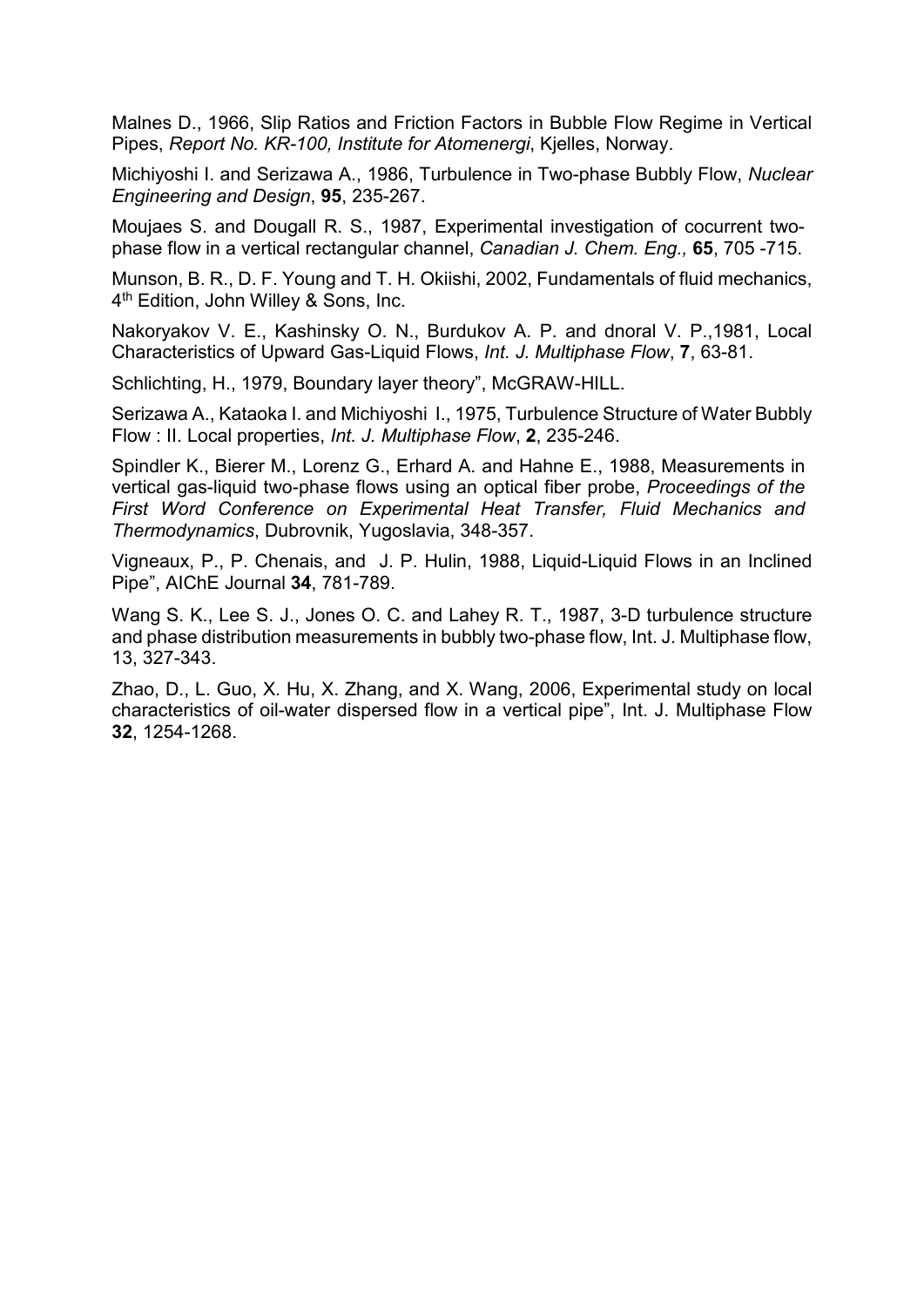Malnes D., 1966, Slip Ratios and Friction Factors in Bubble Flow Regime in Vertical Pipes, *Report No. KR-100, Institute for Atomenergi*, Kjelles, Norway.

Michiyoshi I. and Serizawa A., 1986, Turbulence in Two-phase Bubbly Flow, *Nuclear Engineering and Design*, **95**, 235-267.

Moujaes S. and Dougall R. S., 1987, Experimental investigation of cocurrent two-phase flow in a vertical rectangular channel, *Canadian J. Chem. Eng.,* **65**, 705 -715.

Munson, B. R., D. F. Young and T. H. Okiishi, 2002, Fundamentals of fluid mechanics, 4th Edition, John Willey & Sons, Inc.

Nakoryakov V. E., Kashinsky O. N., Burdukov A. P. and dnoral V. P.,1981, Local Characteristics of Upward Gas-Liquid Flows, *Int. J. Multiphase Flow*, **7**, 63-81.

Schlichting, H., 1979, Boundary layer theory", McGRAW-HILL.

Serizawa A., Kataoka I. and Michiyoshi I., 1975, Turbulence Structure of Water Bubbly Flow : II. Local properties, *Int. J. Multiphase Flow*, **2**, 235-246.

Spindler K., Bierer M., Lorenz G., Erhard A. and Hahne E., 1988, Measurements in vertical gas-liquid two-phase flows using an optical fiber probe, *Proceedings of the First Word Conference on Experimental Heat Transfer, Fluid Mechanics and Thermodynamics*, Dubrovnik, Yugoslavia, 348-357.

Vigneaux, P., P. Chenais, and J. P. Hulin, 1988, Liquid-Liquid Flows in an Inclined Pipe", AIChE Journal **34**, 781-789.

Wang S. K., Lee S. J., Jones O. C. and Lahey R. T., 1987, 3-D turbulence structure and phase distribution measurements in bubbly two-phase flow, Int. J. Multiphase flow, 13, 327-343.

Zhao, D., L. Guo, X. Hu, X. Zhang, and X. Wang, 2006, Experimental study on local characteristics of oil-water dispersed flow in a vertical pipe", Int. J. Multiphase Flow **32**, 1254-1268.